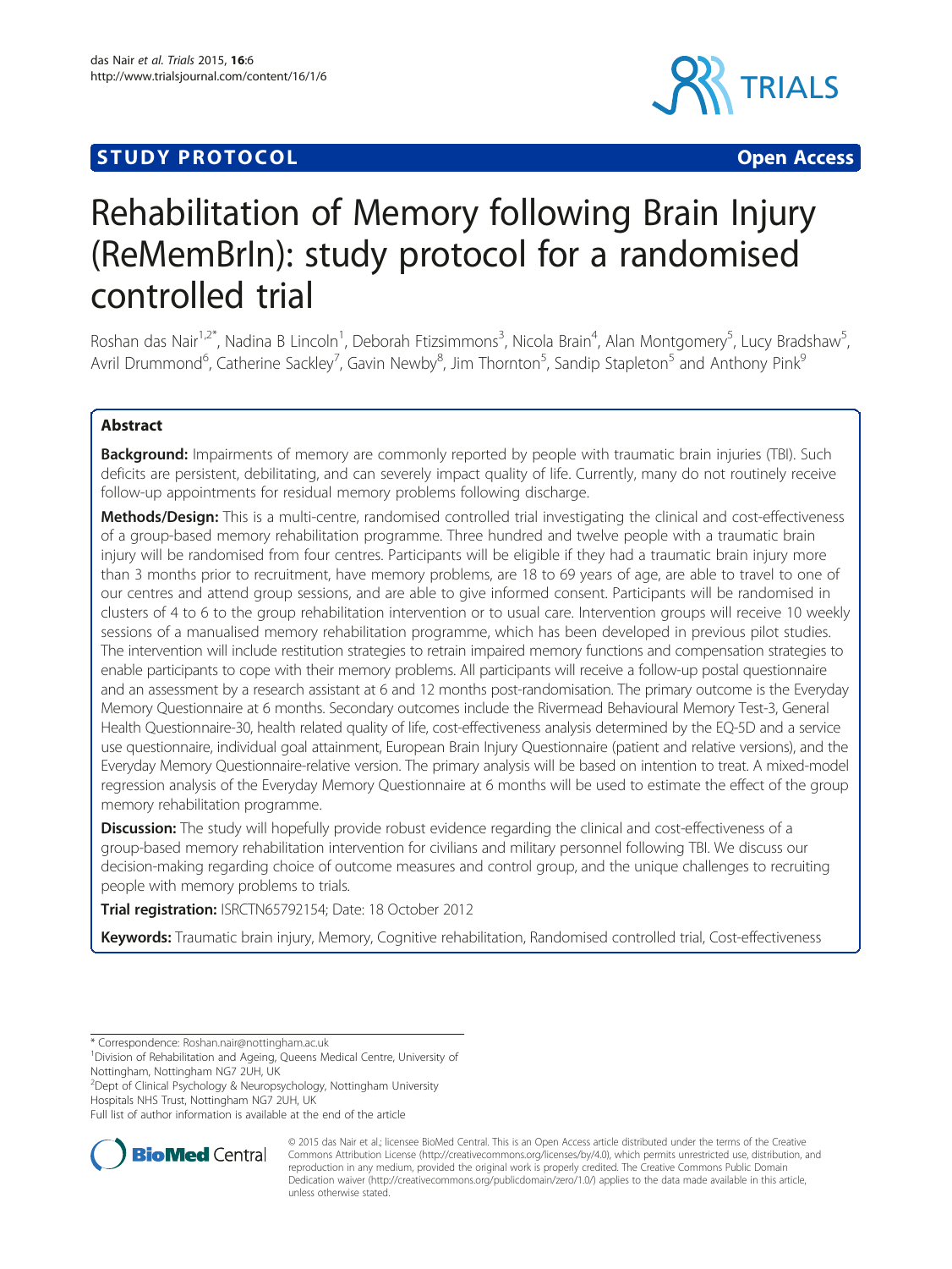**STUDY PROTOCOL** **Open Access**

# Rehabilitation of Memory following Brain Injury (ReMemBrIn): study protocol for a randomised controlled trial

Roshan das Nair[1,2*], Nadina B Lincoln[1], Deborah Ftizsimmons[3], Nicola Brain[4], Alan Montgomery[5], Lucy Bradshaw[5], Avril Drummond[6], Catherine Sackley[7], Gavin Newby[8], Jim Thornton[5], Sandip Stapleton[5] and Anthony Pink[9]

## Abstract

**Background:** Impairments of memory are commonly reported by people with traumatic brain injuries (TBI). Such deficits are persistent, debilitating, and can severely impact quality of life. Currently, many do not routinely receive follow-up appointments for residual memory problems following discharge.

**Methods/Design:** This is a multi-centre, randomised controlled trial investigating the clinical and cost-effectiveness of a group-based memory rehabilitation programme. Three hundred and twelve people with a traumatic brain injury will be randomised from four centres. Participants will be eligible if they had a traumatic brain injury more than 3 months prior to recruitment, have memory problems, are 18 to 69 years of age, are able to travel to one of our centres and attend group sessions, and are able to give informed consent. Participants will be randomised in clusters of 4 to 6 to the group rehabilitation intervention or to usual care. Intervention groups will receive 10 weekly sessions of a manualised memory rehabilitation programme, which has been developed in previous pilot studies. The intervention will include restitution strategies to retrain impaired memory functions and compensation strategies to enable participants to cope with their memory problems. All participants will receive a follow-up postal questionnaire and an assessment by a research assistant at 6 and 12 months post-randomisation. The primary outcome is the Everyday Memory Questionnaire at 6 months. Secondary outcomes include the Rivermead Behavioural Memory Test-3, General Health Questionnaire-30, health related quality of life, cost-effectiveness analysis determined by the EQ-5D and a service use questionnaire, individual goal attainment, European Brain Injury Questionnaire (patient and relative versions), and the Everyday Memory Questionnaire-relative version. The primary analysis will be based on intention to treat. A mixed-model regression analysis of the Everyday Memory Questionnaire at 6 months will be used to estimate the effect of the group memory rehabilitation programme.

**Discussion:** The study will hopefully provide robust evidence regarding the clinical and cost-effectiveness of a group-based memory rehabilitation intervention for civilians and military personnel following TBI. We discuss our decision-making regarding choice of outcome measures and control group, and the unique challenges to recruiting people with memory problems to trials.

**Trial registration:** ISRCTN65792154; Date: 18 October 2012

**Keywords:** Traumatic brain injury, Memory, Cognitive rehabilitation, Randomised controlled trial, Cost-effectiveness

---

\* Correspondence: Roshan.nair@nottingham.ac.uk
[1]Division of Rehabilitation and Ageing, Queens Medical Centre, University of Nottingham, Nottingham NG7 2UH, UK
[2]Dept of Clinical Psychology & Neuropsychology, Nottingham University Hospitals NHS Trust, Nottingham NG7 2UH, UK
Full list of author information is available at the end of the article

© 2015 das Nair et al.; licensee BioMed Central. This is an Open Access article distributed under the terms of the Creative Commons Attribution License (http://creativecommons.org/licenses/by/4.0), which permits unrestricted use, distribution, and reproduction in any medium, provided the original work is properly credited. The Creative Commons Public Domain Dedication waiver (http://creativecommons.org/publicdomain/zero/1.0/) applies to the data made available in this article, unless otherwise stated.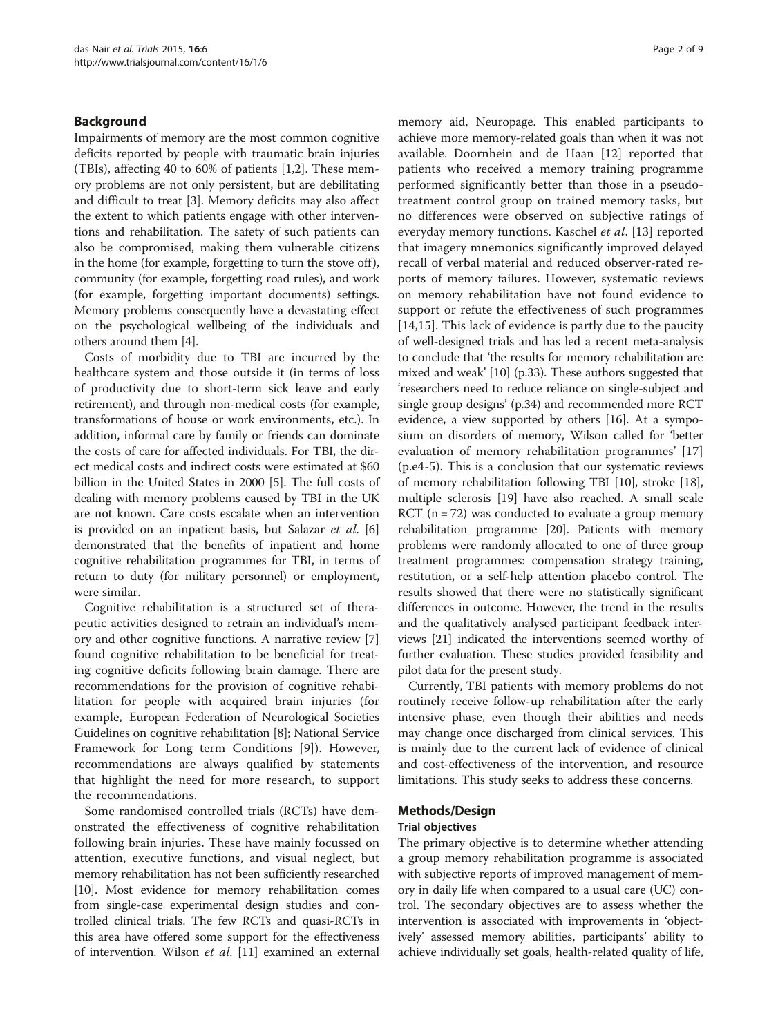## Background

Impairments of memory are the most common cognitive deficits reported by people with traumatic brain injuries (TBIs), affecting 40 to 60% of patients [1,2]. These memory problems are not only persistent, but are debilitating and difficult to treat [3]. Memory deficits may also affect the extent to which patients engage with other interventions and rehabilitation. The safety of such patients can also be compromised, making them vulnerable citizens in the home (for example, forgetting to turn the stove off), community (for example, forgetting road rules), and work (for example, forgetting important documents) settings. Memory problems consequently have a devastating effect on the psychological wellbeing of the individuals and others around them [4].

Costs of morbidity due to TBI are incurred by the healthcare system and those outside it (in terms of loss of productivity due to short-term sick leave and early retirement), and through non-medical costs (for example, transformations of house or work environments, etc.). In addition, informal care by family or friends can dominate the costs of care for affected individuals. For TBI, the direct medical costs and indirect costs were estimated at $60 billion in the United States in 2000 [5]. The full costs of dealing with memory problems caused by TBI in the UK are not known. Care costs escalate when an intervention is provided on an inpatient basis, but Salazar *et al*. [6] demonstrated that the benefits of inpatient and home cognitive rehabilitation programmes for TBI, in terms of return to duty (for military personnel) or employment, were similar.

Cognitive rehabilitation is a structured set of therapeutic activities designed to retrain an individual's memory and other cognitive functions. A narrative review [7] found cognitive rehabilitation to be beneficial for treating cognitive deficits following brain damage. There are recommendations for the provision of cognitive rehabilitation for people with acquired brain injuries (for example, European Federation of Neurological Societies Guidelines on cognitive rehabilitation [8]; National Service Framework for Long term Conditions [9]). However, recommendations are always qualified by statements that highlight the need for more research, to support the recommendations.

Some randomised controlled trials (RCTs) have demonstrated the effectiveness of cognitive rehabilitation following brain injuries. These have mainly focussed on attention, executive functions, and visual neglect, but memory rehabilitation has not been sufficiently researched [10]. Most evidence for memory rehabilitation comes from single-case experimental design studies and controlled clinical trials. The few RCTs and quasi-RCTs in this area have offered some support for the effectiveness of intervention. Wilson *et al*. [11] examined an external memory aid, Neuropage. This enabled participants to achieve more memory-related goals than when it was not available. Doornhein and de Haan [12] reported that patients who received a memory training programme performed significantly better than those in a pseudo-treatment control group on trained memory tasks, but no differences were observed on subjective ratings of everyday memory functions. Kaschel *et al*. [13] reported that imagery mnemonics significantly improved delayed recall of verbal material and reduced observer-rated reports of memory failures. However, systematic reviews on memory rehabilitation have not found evidence to support or refute the effectiveness of such programmes [14,15]. This lack of evidence is partly due to the paucity of well-designed trials and has led a recent meta-analysis to conclude that 'the results for memory rehabilitation are mixed and weak' [10] (p.33). These authors suggested that 'researchers need to reduce reliance on single-subject and single group designs' (p.34) and recommended more RCT evidence, a view supported by others [16]. At a symposium on disorders of memory, Wilson called for 'better evaluation of memory rehabilitation programmes' [17] (p.e4-5). This is a conclusion that our systematic reviews of memory rehabilitation following TBI [10], stroke [18], multiple sclerosis [19] have also reached. A small scale RCT (n = 72) was conducted to evaluate a group memory rehabilitation programme [20]. Patients with memory problems were randomly allocated to one of three group treatment programmes: compensation strategy training, restitution, or a self-help attention placebo control. The results showed that there were no statistically significant differences in outcome. However, the trend in the results and the qualitatively analysed participant feedback interviews [21] indicated the interventions seemed worthy of further evaluation. These studies provided feasibility and pilot data for the present study.

Currently, TBI patients with memory problems do not routinely receive follow-up rehabilitation after the early intensive phase, even though their abilities and needs may change once discharged from clinical services. This is mainly due to the current lack of evidence of clinical and cost-effectiveness of the intervention, and resource limitations. This study seeks to address these concerns.

## Methods/Design

### Trial objectives

The primary objective is to determine whether attending a group memory rehabilitation programme is associated with subjective reports of improved management of memory in daily life when compared to a usual care (UC) control. The secondary objectives are to assess whether the intervention is associated with improvements in 'objectively' assessed memory abilities, participants' ability to achieve individually set goals, health-related quality of life,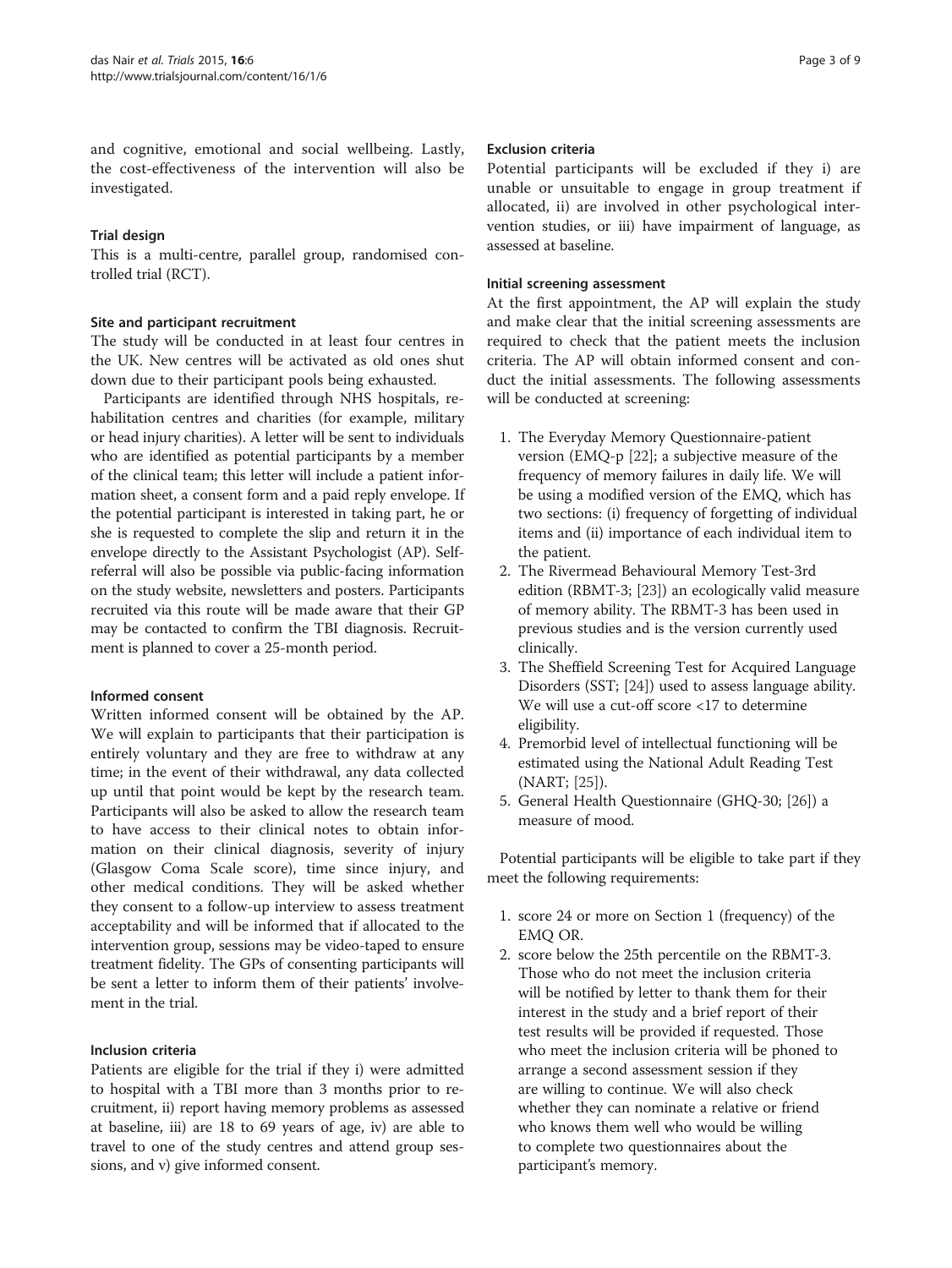and cognitive, emotional and social wellbeing. Lastly, the cost-effectiveness of the intervention will also be investigated.

### Trial design

This is a multi-centre, parallel group, randomised controlled trial (RCT).

### Site and participant recruitment

The study will be conducted in at least four centres in the UK. New centres will be activated as old ones shut down due to their participant pools being exhausted.

Participants are identified through NHS hospitals, rehabilitation centres and charities (for example, military or head injury charities). A letter will be sent to individuals who are identified as potential participants by a member of the clinical team; this letter will include a patient information sheet, a consent form and a paid reply envelope. If the potential participant is interested in taking part, he or she is requested to complete the slip and return it in the envelope directly to the Assistant Psychologist (AP). Self-referral will also be possible via public-facing information on the study website, newsletters and posters. Participants recruited via this route will be made aware that their GP may be contacted to confirm the TBI diagnosis. Recruitment is planned to cover a 25-month period.

### Informed consent

Written informed consent will be obtained by the AP. We will explain to participants that their participation is entirely voluntary and they are free to withdraw at any time; in the event of their withdrawal, any data collected up until that point would be kept by the research team. Participants will also be asked to allow the research team to have access to their clinical notes to obtain information on their clinical diagnosis, severity of injury (Glasgow Coma Scale score), time since injury, and other medical conditions. They will be asked whether they consent to a follow-up interview to assess treatment acceptability and will be informed that if allocated to the intervention group, sessions may be video-taped to ensure treatment fidelity. The GPs of consenting participants will be sent a letter to inform them of their patients' involvement in the trial.

### Inclusion criteria

Patients are eligible for the trial if they i) were admitted to hospital with a TBI more than 3 months prior to recruitment, ii) report having memory problems as assessed at baseline, iii) are 18 to 69 years of age, iv) are able to travel to one of the study centres and attend group sessions, and v) give informed consent.

### Exclusion criteria

Potential participants will be excluded if they i) are unable or unsuitable to engage in group treatment if allocated, ii) are involved in other psychological intervention studies, or iii) have impairment of language, as assessed at baseline.

### Initial screening assessment

At the first appointment, the AP will explain the study and make clear that the initial screening assessments are required to check that the patient meets the inclusion criteria. The AP will obtain informed consent and conduct the initial assessments. The following assessments will be conducted at screening:

1. The Everyday Memory Questionnaire-patient version (EMQ-p [22]; a subjective measure of the frequency of memory failures in daily life. We will be using a modified version of the EMQ, which has two sections: (i) frequency of forgetting of individual items and (ii) importance of each individual item to the patient.
2. The Rivermead Behavioural Memory Test-3rd edition (RBMT-3; [23]) an ecologically valid measure of memory ability. The RBMT-3 has been used in previous studies and is the version currently used clinically.
3. The Sheffield Screening Test for Acquired Language Disorders (SST; [24]) used to assess language ability. We will use a cut-off score <17 to determine eligibility.
4. Premorbid level of intellectual functioning will be estimated using the National Adult Reading Test (NART; [25]).
5. General Health Questionnaire (GHQ-30; [26]) a measure of mood.

Potential participants will be eligible to take part if they meet the following requirements:

1. score 24 or more on Section 1 (frequency) of the EMQ OR.
2. score below the 25th percentile on the RBMT-3. Those who do not meet the inclusion criteria will be notified by letter to thank them for their interest in the study and a brief report of their test results will be provided if requested. Those who meet the inclusion criteria will be phoned to arrange a second assessment session if they are willing to continue. We will also check whether they can nominate a relative or friend who knows them well who would be willing to complete two questionnaires about the participant's memory.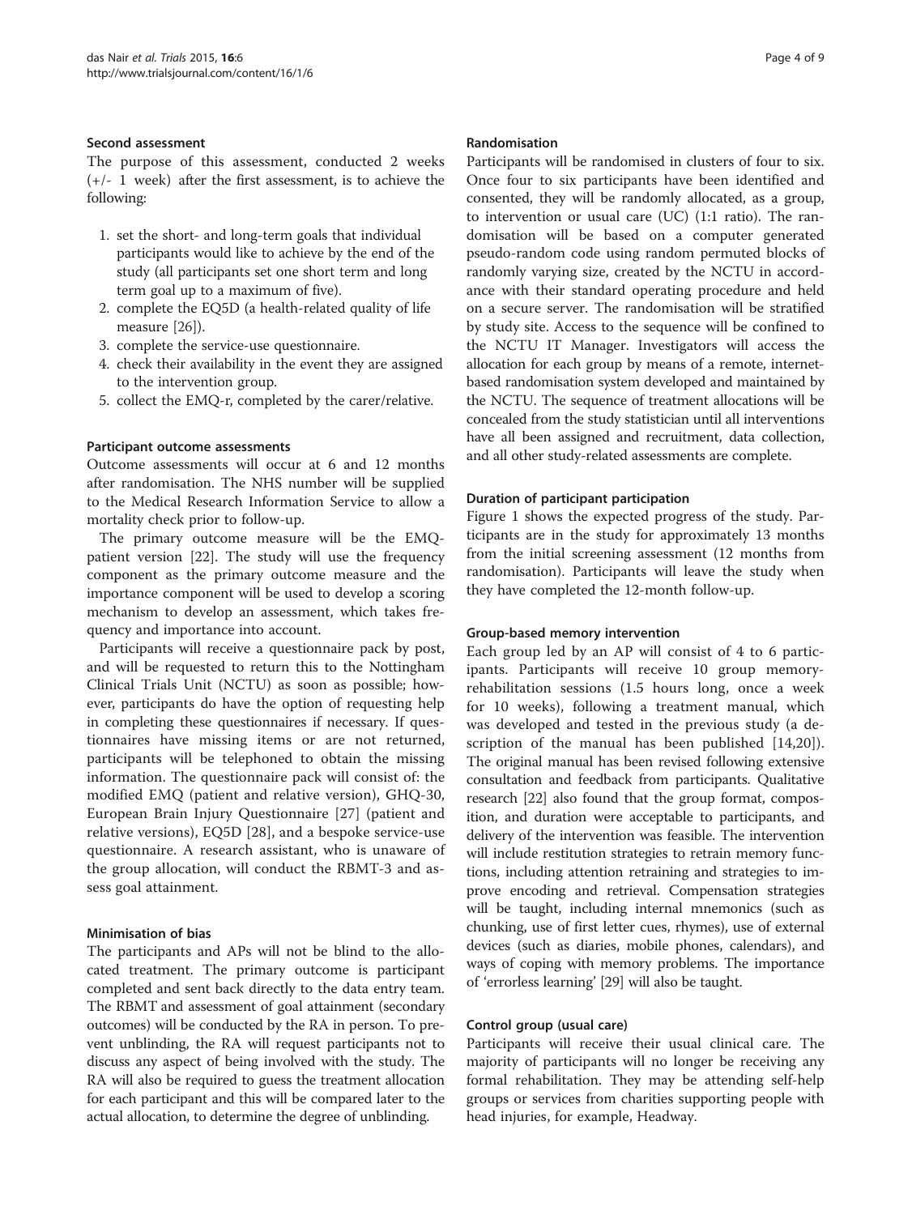### Second assessment

The purpose of this assessment, conducted 2 weeks (+/- 1 week) after the first assessment, is to achieve the following:

1. set the short- and long-term goals that individual participants would like to achieve by the end of the study (all participants set one short term and long term goal up to a maximum of five).
2. complete the EQ5D (a health-related quality of life measure [26]).
3. complete the service-use questionnaire.
4. check their availability in the event they are assigned to the intervention group.
5. collect the EMQ-r, completed by the carer/relative.

### Participant outcome assessments

Outcome assessments will occur at 6 and 12 months after randomisation. The NHS number will be supplied to the Medical Research Information Service to allow a mortality check prior to follow-up.

The primary outcome measure will be the EMQ-patient version [22]. The study will use the frequency component as the primary outcome measure and the importance component will be used to develop a scoring mechanism to develop an assessment, which takes frequency and importance into account.

Participants will receive a questionnaire pack by post, and will be requested to return this to the Nottingham Clinical Trials Unit (NCTU) as soon as possible; however, participants do have the option of requesting help in completing these questionnaires if necessary. If questionnaires have missing items or are not returned, participants will be telephoned to obtain the missing information. The questionnaire pack will consist of: the modified EMQ (patient and relative version), GHQ-30, European Brain Injury Questionnaire [27] (patient and relative versions), EQ5D [28], and a bespoke service-use questionnaire. A research assistant, who is unaware of the group allocation, will conduct the RBMT-3 and assess goal attainment.

### Minimisation of bias

The participants and APs will not be blind to the allocated treatment. The primary outcome is participant completed and sent back directly to the data entry team. The RBMT and assessment of goal attainment (secondary outcomes) will be conducted by the RA in person. To prevent unblinding, the RA will request participants not to discuss any aspect of being involved with the study. The RA will also be required to guess the treatment allocation for each participant and this will be compared later to the actual allocation, to determine the degree of unblinding.

### Randomisation

Participants will be randomised in clusters of four to six. Once four to six participants have been identified and consented, they will be randomly allocated, as a group, to intervention or usual care (UC) (1:1 ratio). The randomisation will be based on a computer generated pseudo-random code using random permuted blocks of randomly varying size, created by the NCTU in accordance with their standard operating procedure and held on a secure server. The randomisation will be stratified by study site. Access to the sequence will be confined to the NCTU IT Manager. Investigators will access the allocation for each group by means of a remote, internet-based randomisation system developed and maintained by the NCTU. The sequence of treatment allocations will be concealed from the study statistician until all interventions have all been assigned and recruitment, data collection, and all other study-related assessments are complete.

### Duration of participant participation

Figure 1 shows the expected progress of the study. Participants are in the study for approximately 13 months from the initial screening assessment (12 months from randomisation). Participants will leave the study when they have completed the 12-month follow-up.

### Group-based memory intervention

Each group led by an AP will consist of 4 to 6 participants. Participants will receive 10 group memory-rehabilitation sessions (1.5 hours long, once a week for 10 weeks), following a treatment manual, which was developed and tested in the previous study (a description of the manual has been published [14,20]). The original manual has been revised following extensive consultation and feedback from participants. Qualitative research [22] also found that the group format, composition, and duration were acceptable to participants, and delivery of the intervention was feasible. The intervention will include restitution strategies to retrain memory functions, including attention retraining and strategies to improve encoding and retrieval. Compensation strategies will be taught, including internal mnemonics (such as chunking, use of first letter cues, rhymes), use of external devices (such as diaries, mobile phones, calendars), and ways of coping with memory problems. The importance of 'errorless learning' [29] will also be taught.

### Control group (usual care)

Participants will receive their usual clinical care. The majority of participants will no longer be receiving any formal rehabilitation. They may be attending self-help groups or services from charities supporting people with head injuries, for example, Headway.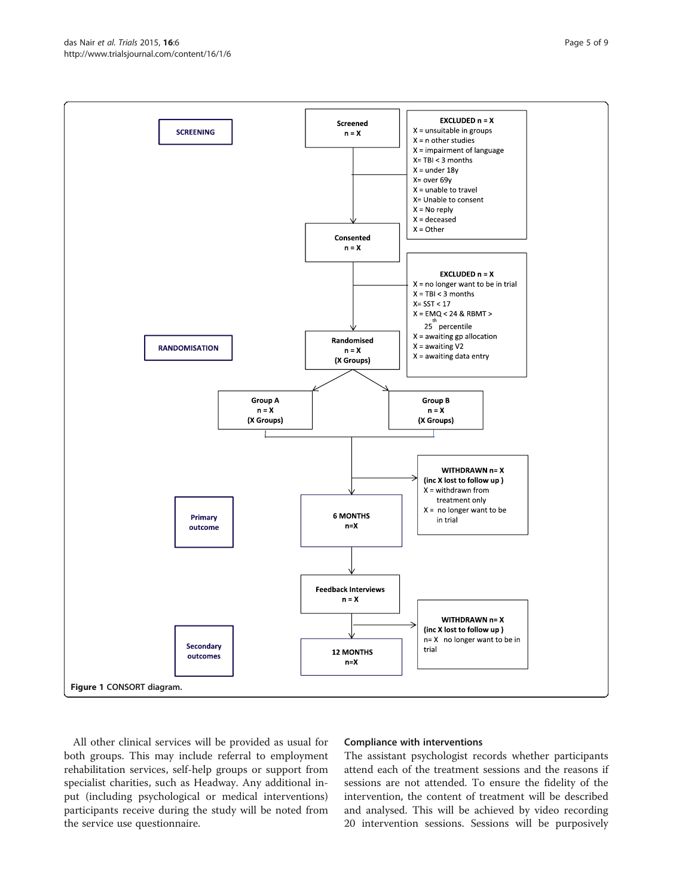SCREENING

Screened
n = X

EXCLUDED n = X
X = unsuitable in groups
X = n other studies
X = impairment of language
X= TBI < 3 months
X = under 18y
X= over 69y
X = unable to travel
X= Unable to consent
X = No reply
X = deceased
X = Other

Consented
n = X

EXCLUDED n = X
X = no longer want to be in trial
X = TBI < 3 months
X= SST < 17
X = EMQ < 24 & RBMT > 25th percentile
X = awaiting gp allocation
X = awaiting V2
X = awaiting data entry

RANDOMISATION

Randomised
n = X
(X Groups)

Group A
n = X
(X Groups)

Group B
n = X
(X Groups)

Primary outcome

6 MONTHS
n=X

WITHDRAWN n= X
(inc X lost to follow up )
X = withdrawn from treatment only
X = no longer want to be in trial

Feedback Interviews
n = X

Secondary outcomes

12 MONTHS
n=X

WITHDRAWN n= X
(inc X lost to follow up )
n= X no longer want to be in trial

**Figure 1** CONSORT diagram.

All other clinical services will be provided as usual for both groups. This may include referral to employment rehabilitation services, self-help groups or support from specialist charities, such as Headway. Any additional input (including psychological or medical interventions) participants receive during the study will be noted from the service use questionnaire.

### Compliance with interventions

The assistant psychologist records whether participants attend each of the treatment sessions and the reasons if sessions are not attended. To ensure the fidelity of the intervention, the content of treatment will be described and analysed. This will be achieved by video recording 20 intervention sessions. Sessions will be purposively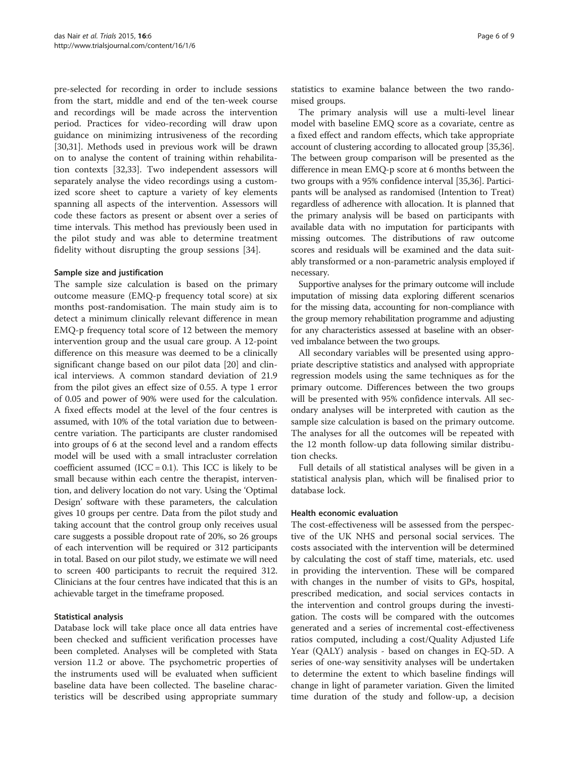pre-selected for recording in order to include sessions from the start, middle and end of the ten-week course and recordings will be made across the intervention period. Practices for video-recording will draw upon guidance on minimizing intrusiveness of the recording [30,31]. Methods used in previous work will be drawn on to analyse the content of training within rehabilitation contexts [32,33]. Two independent assessors will separately analyse the video recordings using a customized score sheet to capture a variety of key elements spanning all aspects of the intervention. Assessors will code these factors as present or absent over a series of time intervals. This method has previously been used in the pilot study and was able to determine treatment fidelity without disrupting the group sessions [34].

### Sample size and justification

The sample size calculation is based on the primary outcome measure (EMQ-p frequency total score) at six months post-randomisation. The main study aim is to detect a minimum clinically relevant difference in mean EMQ-p frequency total score of 12 between the memory intervention group and the usual care group. A 12-point difference on this measure was deemed to be a clinically significant change based on our pilot data [20] and clinical interviews. A common standard deviation of 21.9 from the pilot gives an effect size of 0.55. A type 1 error of 0.05 and power of 90% were used for the calculation. A fixed effects model at the level of the four centres is assumed, with 10% of the total variation due to between-centre variation. The participants are cluster randomised into groups of 6 at the second level and a random effects model will be used with a small intracluster correlation coefficient assumed (ICC = 0.1). This ICC is likely to be small because within each centre the therapist, intervention, and delivery location do not vary. Using the 'Optimal Design' software with these parameters, the calculation gives 10 groups per centre. Data from the pilot study and taking account that the control group only receives usual care suggests a possible dropout rate of 20%, so 26 groups of each intervention will be required or 312 participants in total. Based on our pilot study, we estimate we will need to screen 400 participants to recruit the required 312. Clinicians at the four centres have indicated that this is an achievable target in the timeframe proposed.

### Statistical analysis

Database lock will take place once all data entries have been checked and sufficient verification processes have been completed. Analyses will be completed with Stata version 11.2 or above. The psychometric properties of the instruments used will be evaluated when sufficient baseline data have been collected. The baseline characteristics will be described using appropriate summary statistics to examine balance between the two randomised groups.

The primary analysis will use a multi-level linear model with baseline EMQ score as a covariate, centre as a fixed effect and random effects, which take appropriate account of clustering according to allocated group [35,36]. The between group comparison will be presented as the difference in mean EMQ-p score at 6 months between the two groups with a 95% confidence interval [35,36]. Participants will be analysed as randomised (Intention to Treat) regardless of adherence with allocation. It is planned that the primary analysis will be based on participants with available data with no imputation for participants with missing outcomes. The distributions of raw outcome scores and residuals will be examined and the data suitably transformed or a non-parametric analysis employed if necessary.

Supportive analyses for the primary outcome will include imputation of missing data exploring different scenarios for the missing data, accounting for non-compliance with the group memory rehabilitation programme and adjusting for any characteristics assessed at baseline with an observed imbalance between the two groups.

All secondary variables will be presented using appropriate descriptive statistics and analysed with appropriate regression models using the same techniques as for the primary outcome. Differences between the two groups will be presented with 95% confidence intervals. All secondary analyses will be interpreted with caution as the sample size calculation is based on the primary outcome. The analyses for all the outcomes will be repeated with the 12 month follow-up data following similar distribution checks.

Full details of all statistical analyses will be given in a statistical analysis plan, which will be finalised prior to database lock.

### Health economic evaluation

The cost-effectiveness will be assessed from the perspective of the UK NHS and personal social services. The costs associated with the intervention will be determined by calculating the cost of staff time, materials, etc. used in providing the intervention. These will be compared with changes in the number of visits to GPs, hospital, prescribed medication, and social services contacts in the intervention and control groups during the investigation. The costs will be compared with the outcomes generated and a series of incremental cost-effectiveness ratios computed, including a cost/Quality Adjusted Life Year (QALY) analysis - based on changes in EQ-5D. A series of one-way sensitivity analyses will be undertaken to determine the extent to which baseline findings will change in light of parameter variation. Given the limited time duration of the study and follow-up, a decision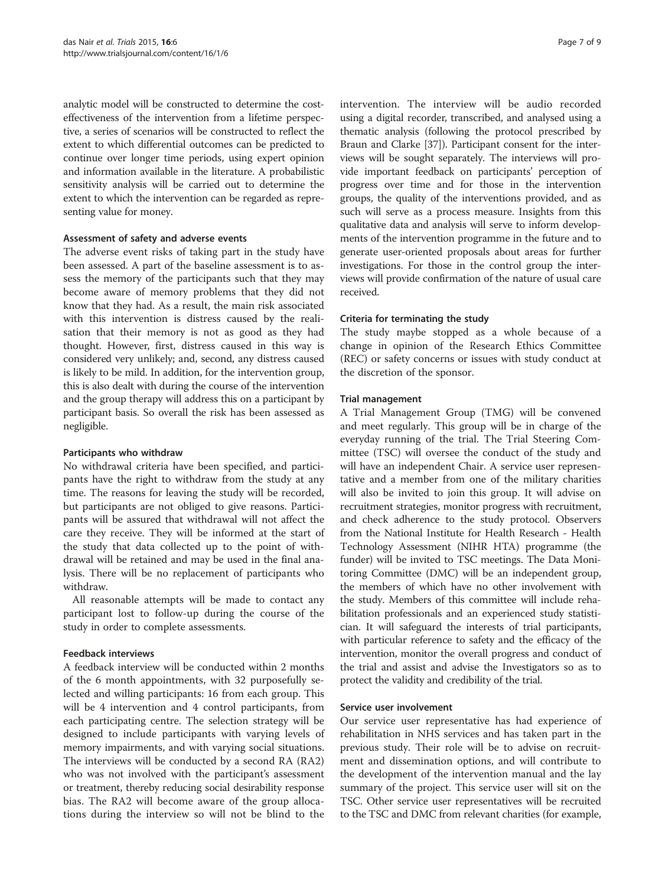analytic model will be constructed to determine the cost-effectiveness of the intervention from a lifetime perspective, a series of scenarios will be constructed to reflect the extent to which differential outcomes can be predicted to continue over longer time periods, using expert opinion and information available in the literature. A probabilistic sensitivity analysis will be carried out to determine the extent to which the intervention can be regarded as representing value for money.

#### Assessment of safety and adverse events

The adverse event risks of taking part in the study have been assessed. A part of the baseline assessment is to assess the memory of the participants such that they may become aware of memory problems that they did not know that they had. As a result, the main risk associated with this intervention is distress caused by the realisation that their memory is not as good as they had thought. However, first, distress caused in this way is considered very unlikely; and, second, any distress caused is likely to be mild. In addition, for the intervention group, this is also dealt with during the course of the intervention and the group therapy will address this on a participant by participant basis. So overall the risk has been assessed as negligible.

#### Participants who withdraw

No withdrawal criteria have been specified, and participants have the right to withdraw from the study at any time. The reasons for leaving the study will be recorded, but participants are not obliged to give reasons. Participants will be assured that withdrawal will not affect the care they receive. They will be informed at the start of the study that data collected up to the point of withdrawal will be retained and may be used in the final analysis. There will be no replacement of participants who withdraw.

All reasonable attempts will be made to contact any participant lost to follow-up during the course of the study in order to complete assessments.

#### Feedback interviews

A feedback interview will be conducted within 2 months of the 6 month appointments, with 32 purposefully selected and willing participants: 16 from each group. This will be 4 intervention and 4 control participants, from each participating centre. The selection strategy will be designed to include participants with varying levels of memory impairments, and with varying social situations. The interviews will be conducted by a second RA (RA2) who was not involved with the participant's assessment or treatment, thereby reducing social desirability response bias. The RA2 will become aware of the group allocations during the interview so will not be blind to the intervention. The interview will be audio recorded using a digital recorder, transcribed, and analysed using a thematic analysis (following the protocol prescribed by Braun and Clarke [37]). Participant consent for the interviews will be sought separately. The interviews will provide important feedback on participants' perception of progress over time and for those in the intervention groups, the quality of the interventions provided, and as such will serve as a process measure. Insights from this qualitative data and analysis will serve to inform developments of the intervention programme in the future and to generate user-oriented proposals about areas for further investigations. For those in the control group the interviews will provide confirmation of the nature of usual care received.

#### Criteria for terminating the study

The study maybe stopped as a whole because of a change in opinion of the Research Ethics Committee (REC) or safety concerns or issues with study conduct at the discretion of the sponsor.

#### Trial management

A Trial Management Group (TMG) will be convened and meet regularly. This group will be in charge of the everyday running of the trial. The Trial Steering Committee (TSC) will oversee the conduct of the study and will have an independent Chair. A service user representative and a member from one of the military charities will also be invited to join this group. It will advise on recruitment strategies, monitor progress with recruitment, and check adherence to the study protocol. Observers from the National Institute for Health Research - Health Technology Assessment (NIHR HTA) programme (the funder) will be invited to TSC meetings. The Data Monitoring Committee (DMC) will be an independent group, the members of which have no other involvement with the study. Members of this committee will include rehabilitation professionals and an experienced study statistician. It will safeguard the interests of trial participants, with particular reference to safety and the efficacy of the intervention, monitor the overall progress and conduct of the trial and assist and advise the Investigators so as to protect the validity and credibility of the trial.

#### Service user involvement

Our service user representative has had experience of rehabilitation in NHS services and has taken part in the previous study. Their role will be to advise on recruitment and dissemination options, and will contribute to the development of the intervention manual and the lay summary of the project. This service user will sit on the TSC. Other service user representatives will be recruited to the TSC and DMC from relevant charities (for example,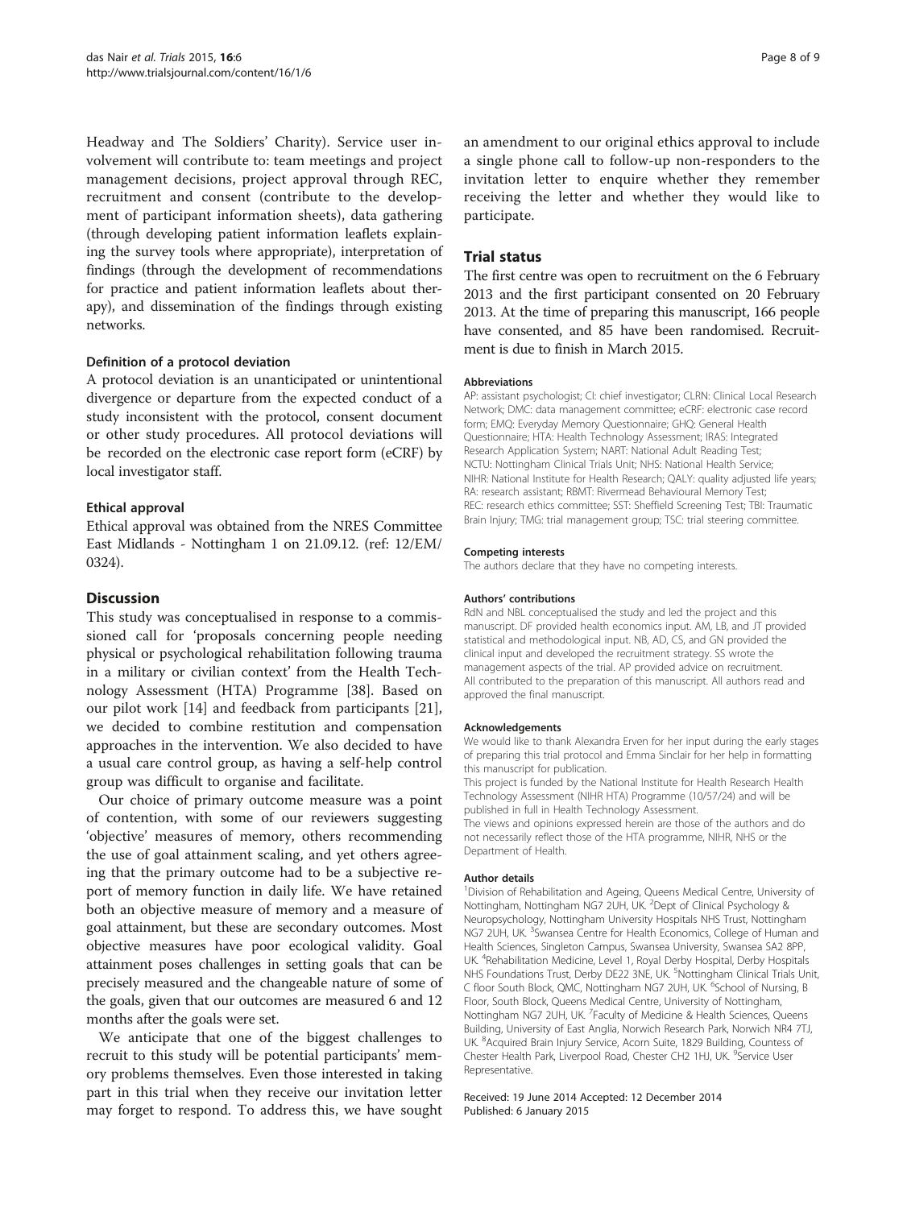Headway and The Soldiers' Charity). Service user involvement will contribute to: team meetings and project management decisions, project approval through REC, recruitment and consent (contribute to the development of participant information sheets), data gathering (through developing patient information leaflets explaining the survey tools where appropriate), interpretation of findings (through the development of recommendations for practice and patient information leaflets about therapy), and dissemination of the findings through existing networks.

#### Definition of a protocol deviation

A protocol deviation is an unanticipated or unintentional divergence or departure from the expected conduct of a study inconsistent with the protocol, consent document or other study procedures. All protocol deviations will be recorded on the electronic case report form (eCRF) by local investigator staff.

#### Ethical approval

Ethical approval was obtained from the NRES Committee East Midlands - Nottingham 1 on 21.09.12. (ref: 12/EM/0324).

## Discussion

This study was conceptualised in response to a commissioned call for 'proposals concerning people needing physical or psychological rehabilitation following trauma in a military or civilian context' from the Health Technology Assessment (HTA) Programme [38]. Based on our pilot work [14] and feedback from participants [21], we decided to combine restitution and compensation approaches in the intervention. We also decided to have a usual care control group, as having a self-help control group was difficult to organise and facilitate.

Our choice of primary outcome measure was a point of contention, with some of our reviewers suggesting 'objective' measures of memory, others recommending the use of goal attainment scaling, and yet others agreeing that the primary outcome had to be a subjective report of memory function in daily life. We have retained both an objective measure of memory and a measure of goal attainment, but these are secondary outcomes. Most objective measures have poor ecological validity. Goal attainment poses challenges in setting goals that can be precisely measured and the changeable nature of some of the goals, given that our outcomes are measured 6 and 12 months after the goals were set.

We anticipate that one of the biggest challenges to recruit to this study will be potential participants' memory problems themselves. Even those interested in taking part in this trial when they receive our invitation letter may forget to respond. To address this, we have sought an amendment to our original ethics approval to include a single phone call to follow-up non-responders to the invitation letter to enquire whether they remember receiving the letter and whether they would like to participate.

## Trial status

The first centre was open to recruitment on the 6 February 2013 and the first participant consented on 20 February 2013. At the time of preparing this manuscript, 166 people have consented, and 85 have been randomised. Recruitment is due to finish in March 2015.

#### Abbreviations

AP: assistant psychologist; CI: chief investigator; CLRN: Clinical Local Research Network; DMC: data management committee; eCRF: electronic case record form; EMQ: Everyday Memory Questionnaire; GHQ: General Health Questionnaire; HTA: Health Technology Assessment; IRAS: Integrated Research Application System; NART: National Adult Reading Test; NCTU: Nottingham Clinical Trials Unit; NHS: National Health Service; NIHR: National Institute for Health Research; QALY: quality adjusted life years; RA: research assistant; RBMT: Rivermead Behavioural Memory Test; REC: research ethics committee; SST: Sheffield Screening Test; TBI: Traumatic Brain Injury; TMG: trial management group; TSC: trial steering committee.

#### Competing interests

The authors declare that they have no competing interests.

#### Authors' contributions

RdN and NBL conceptualised the study and led the project and this manuscript. DF provided health economics input. AM, LB, and JT provided statistical and methodological input. NB, AD, CS, and GN provided the clinical input and developed the recruitment strategy. SS wrote the management aspects of the trial. AP provided advice on recruitment. All contributed to the preparation of this manuscript. All authors read and approved the final manuscript.

#### Acknowledgements

We would like to thank Alexandra Erven for her input during the early stages of preparing this trial protocol and Emma Sinclair for her help in formatting this manuscript for publication.

This project is funded by the National Institute for Health Research Health Technology Assessment (NIHR HTA) Programme (10/57/24) and will be published in full in Health Technology Assessment.

The views and opinions expressed herein are those of the authors and do not necessarily reflect those of the HTA programme, NIHR, NHS or the Department of Health.

#### Author details

[1]Division of Rehabilitation and Ageing, Queens Medical Centre, University of Nottingham, Nottingham NG7 2UH, UK. [2]Dept of Clinical Psychology & Neuropsychology, Nottingham University Hospitals NHS Trust, Nottingham NG7 2UH, UK. [3]Swansea Centre for Health Economics, College of Human and Health Sciences, Singleton Campus, Swansea University, Swansea SA2 8PP, UK. [4]Rehabilitation Medicine, Level 1, Royal Derby Hospital, Derby Hospitals NHS Foundations Trust, Derby DE22 3NE, UK. [5]Nottingham Clinical Trials Unit, C floor South Block, QMC, Nottingham NG7 2UH, UK. [6]School of Nursing, B Floor, South Block, Queens Medical Centre, University of Nottingham, Nottingham NG7 2UH, UK. [7]Faculty of Medicine & Health Sciences, Queens Building, University of East Anglia, Norwich Research Park, Norwich NR4 7TJ, UK. [8]Acquired Brain Injury Service, Acorn Suite, 1829 Building, Countess of Chester Health Park, Liverpool Road, Chester CH2 1HJ, UK. [9]Service User Representative.

Received: 19 June 2014 Accepted: 12 December 2014
Published: 6 January 2015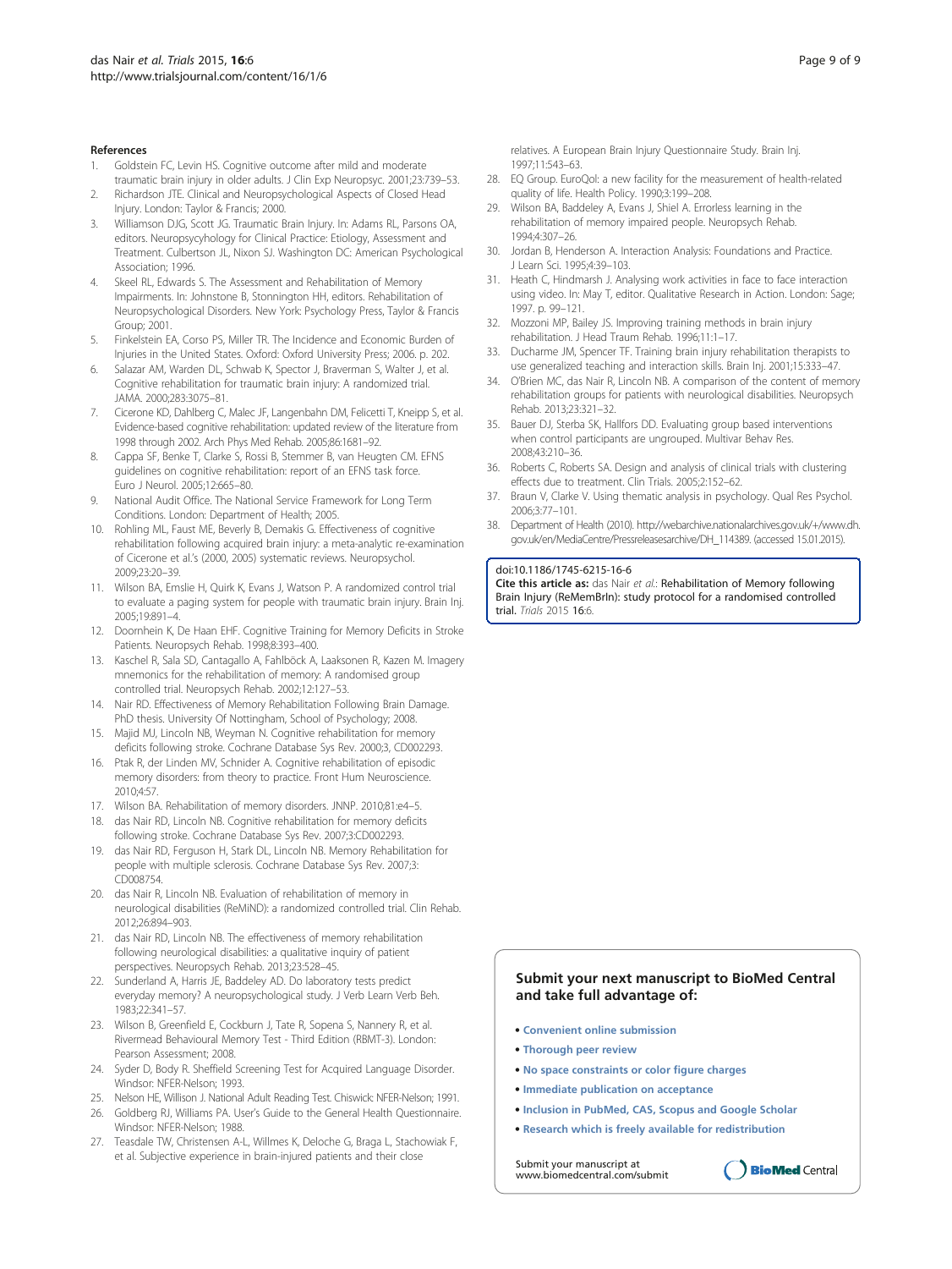## References

1. Goldstein FC, Levin HS. Cognitive outcome after mild and moderate traumatic brain injury in older adults. J Clin Exp Neuropsyc. 2001;23:739–53.
2. Richardson JTE. Clinical and Neuropsychological Aspects of Closed Head Injury. London: Taylor & Francis; 2000.
3. Williamson DJG, Scott JG. Traumatic Brain Injury. In: Adams RL, Parsons OA, editors. Neuropsycyhology for Clinical Practice: Etiology, Assessment and Treatment. Culbertson JL, Nixon SJ. Washington DC: American Psychological Association; 1996.
4. Skeel RL, Edwards S. The Assessment and Rehabilitation of Memory Impairments. In: Johnstone B, Stonnington HH, editors. Rehabilitation of Neuropsychological Disorders. New York: Psychology Press, Taylor & Francis Group; 2001.
5. Finkelstein EA, Corso PS, Miller TR. The Incidence and Economic Burden of Injuries in the United States. Oxford: Oxford University Press; 2006. p. 202.
6. Salazar AM, Warden DL, Schwab K, Spector J, Braverman S, Walter J, et al. Cognitive rehabilitation for traumatic brain injury: A randomized trial. JAMA. 2000;283:3075–81.
7. Cicerone KD, Dahlberg C, Malec JF, Langenbahn DM, Felicetti T, Kneipp S, et al. Evidence-based cognitive rehabilitation: updated review of the literature from 1998 through 2002. Arch Phys Med Rehab. 2005;86:1681–92.
8. Cappa SF, Benke T, Clarke S, Rossi B, Stemmer B, van Heugten CM. EFNS guidelines on cognitive rehabilitation: report of an EFNS task force. Euro J Neurol. 2005;12:665–80.
9. National Audit Office. The National Service Framework for Long Term Conditions. London: Department of Health; 2005.
10. Rohling ML, Faust ME, Beverly B, Demakis G. Effectiveness of cognitive rehabilitation following acquired brain injury: a meta-analytic re-examination of Cicerone et al.'s (2000, 2005) systematic reviews. Neuropsychol. 2009;23:20–39.
11. Wilson BA, Emslie H, Quirk K, Evans J, Watson P. A randomized control trial to evaluate a paging system for people with traumatic brain injury. Brain Inj. 2005;19:891–4.
12. Doornhein K, De Haan EHF. Cognitive Training for Memory Deficits in Stroke Patients. Neuropsych Rehab. 1998;8:393–400.
13. Kaschel R, Sala SD, Cantagallo A, Fahlböck A, Laaksonen R, Kazen M. Imagery mnemonics for the rehabilitation of memory: A randomised group controlled trial. Neuropsych Rehab. 2002;12:127–53.
14. Nair RD. Effectiveness of Memory Rehabilitation Following Brain Damage. PhD thesis. University Of Nottingham, School of Psychology; 2008.
15. Majid MJ, Lincoln NB, Weyman N. Cognitive rehabilitation for memory deficits following stroke. Cochrane Database Sys Rev. 2000;3, CD002293.
16. Ptak R, der Linden MV, Schnider A. Cognitive rehabilitation of episodic memory disorders: from theory to practice. Front Hum Neuroscience. 2010;4:57.
17. Wilson BA. Rehabilitation of memory disorders. JNNP. 2010;81:e4–5.
18. das Nair RD, Lincoln NB. Cognitive rehabilitation for memory deficits following stroke. Cochrane Database Sys Rev. 2007;3:CD002293.
19. das Nair RD, Ferguson H, Stark DL, Lincoln NB. Memory Rehabilitation for people with multiple sclerosis. Cochrane Database Sys Rev. 2007;3: CD008754.
20. das Nair R, Lincoln NB. Evaluation of rehabilitation of memory in neurological disabilities (ReMiND): a randomized controlled trial. Clin Rehab. 2012;26:894–903.
21. das Nair RD, Lincoln NB. The effectiveness of memory rehabilitation following neurological disabilities: a qualitative inquiry of patient perspectives. Neuropsych Rehab. 2013;23:528–45.
22. Sunderland A, Harris JE, Baddeley AD. Do laboratory tests predict everyday memory? A neuropsychological study. J Verb Learn Verb Beh. 1983;22:341–57.
23. Wilson B, Greenfield E, Cockburn J, Tate R, Sopena S, Nannery R, et al. Rivermead Behavioural Memory Test - Third Edition (RBMT-3). London: Pearson Assessment; 2008.
24. Syder D, Body R. Sheffield Screening Test for Acquired Language Disorder. Windsor: NFER-Nelson; 1993.
25. Nelson HE, Willison J. National Adult Reading Test. Chiswick: NFER-Nelson; 1991.
26. Goldberg RJ, Williams PA. User's Guide to the General Health Questionnaire. Windsor: NFER-Nelson; 1988.
27. Teasdale TW, Christensen A-L, Willmes K, Deloche G, Braga L, Stachowiak F, et al. Subjective experience in brain-injured patients and their close relatives. A European Brain Injury Questionnaire Study. Brain Inj. 1997;11:543–63.
28. EQ Group. EuroQol: a new facility for the measurement of health-related quality of life. Health Policy. 1990;3:199–208.
29. Wilson BA, Baddeley A, Evans J, Shiel A. Errorless learning in the rehabilitation of memory impaired people. Neuropsych Rehab. 1994;4:307–26.
30. Jordan B, Henderson A. Interaction Analysis: Foundations and Practice. J Learn Sci. 1995;4:39–103.
31. Heath C, Hindmarsh J. Analysing work activities in face to face interaction using video. In: May T, editor. Qualitative Research in Action. London: Sage; 1997. p. 99–121.
32. Mozzoni MP, Bailey JS. Improving training methods in brain injury rehabilitation. J Head Traum Rehab. 1996;11:1–17.
33. Ducharme JM, Spencer TF. Training brain injury rehabilitation therapists to use generalized teaching and interaction skills. Brain Inj. 2001;15:333–47.
34. O'Brien MC, das Nair R, Lincoln NB. A comparison of the content of memory rehabilitation groups for patients with neurological disabilities. Neuropsych Rehab. 2013;23:321–32.
35. Bauer DJ, Sterba SK, Hallfors DD. Evaluating group based interventions when control participants are ungrouped. Multivar Behav Res. 2008;43:210–36.
36. Roberts C, Roberts SA. Design and analysis of clinical trials with clustering effects due to treatment. Clin Trials. 2005;2:152–62.
37. Braun V, Clarke V. Using thematic analysis in psychology. Qual Res Psychol. 2006;3:77–101.
38. Department of Health (2010). http://webarchive.nationalarchives.gov.uk/+/www.dh.gov.uk/en/MediaCentre/Pressreleasesarchive/DH_114389. (accessed 15.01.2015).

doi:10.1186/1745-6215-16-6

**Cite this article as:** das Nair *et al.*: Rehabilitation of Memory following Brain Injury (ReMemBrIn): study protocol for a randomised controlled trial. *Trials* 2015 **16**:6.

### Submit your next manuscript to BioMed Central and take full advantage of:

- **Convenient online submission**
- **Thorough peer review**
- **No space constraints or color figure charges**
- **Immediate publication on acceptance**
- **Inclusion in PubMed, CAS, Scopus and Google Scholar**
- **Research which is freely available for redistribution**

Submit your manuscript at
www.biomedcentral.com/submit

BioMed Central